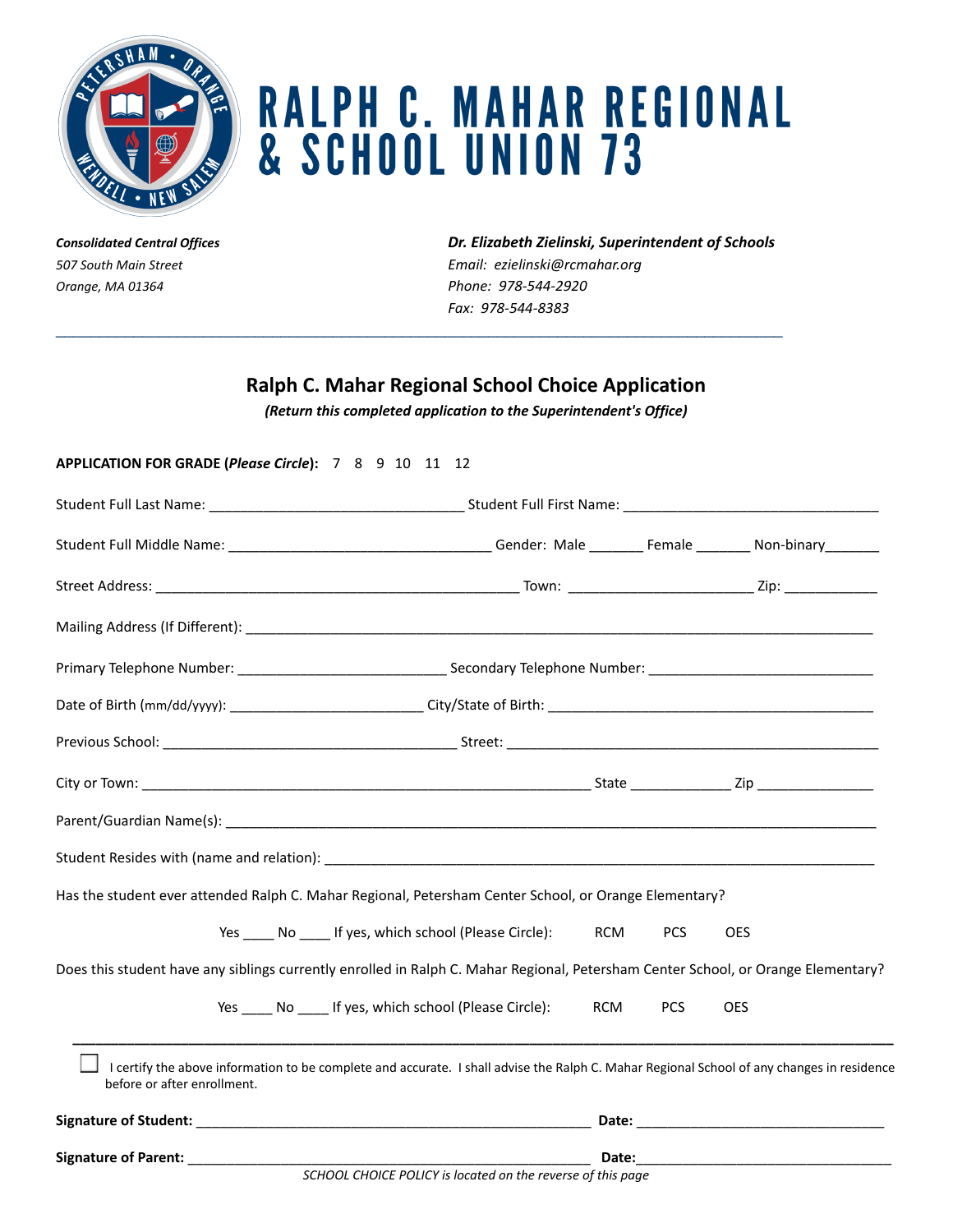# RALPH C. MAHAR REGIONAL & SCHOOL UNION 73

***Consolidated Central Offices***
*507 South Main Street*
*Orange, MA 01364*

***Dr. Elizabeth Zielinski, Superintendent of Schools***
*Email: ezielinski@rcmahar.org*
*Phone: 978-544-2920*
*Fax: 978-544-8383*

---

## Ralph C. Mahar Regional School Choice Application

***(Return this completed application to the Superintendent's Office)***

**APPLICATION FOR GRADE (*Please Circle*):** 7 8 9 10 11 12

Student Full Last Name: ________________________________ Student Full First Name: ________________________________

Student Full Middle Name: ________________________________ Gender: Male _______ Female _______ Non-binary_______

Street Address: ______________________________________________ Town: _______________________ Zip: ____________

Mailing Address (If Different): ________________________________________________________________________________

Primary Telephone Number: __________________________ Secondary Telephone Number: ____________________________

Date of Birth (mm/dd/yyyy): ________________________ City/State of Birth: _________________________________________

Previous School: _____________________________________ Street: _______________________________________________

City or Town: ________________________________________________________ State _____________ Zip _______________

Parent/Guardian Name(s): ______________________________________________________________________________

Student Resides with (name and relation): ________________________________________________________________

Has the student ever attended Ralph C. Mahar Regional, Petersham Center School, or Orange Elementary?

Yes ____ No ____ If yes, which school (Please Circle): RCM PCS OES

Does this student have any siblings currently enrolled in Ralph C. Mahar Regional, Petersham Center School, or Orange Elementary?

Yes ____ No ____ If yes, which school (Please Circle): RCM PCS OES

---

☐ I certify the above information to be complete and accurate. I shall advise the Ralph C. Mahar Regional School of any changes in residence before or after enrollment.

**Signature of Student:** _______________________________________________ **Date:** _______________________________

**Signature of Parent:** ________________________________________________ **Date:** _______________________________

*SCHOOL CHOICE POLICY is located on the reverse of this page*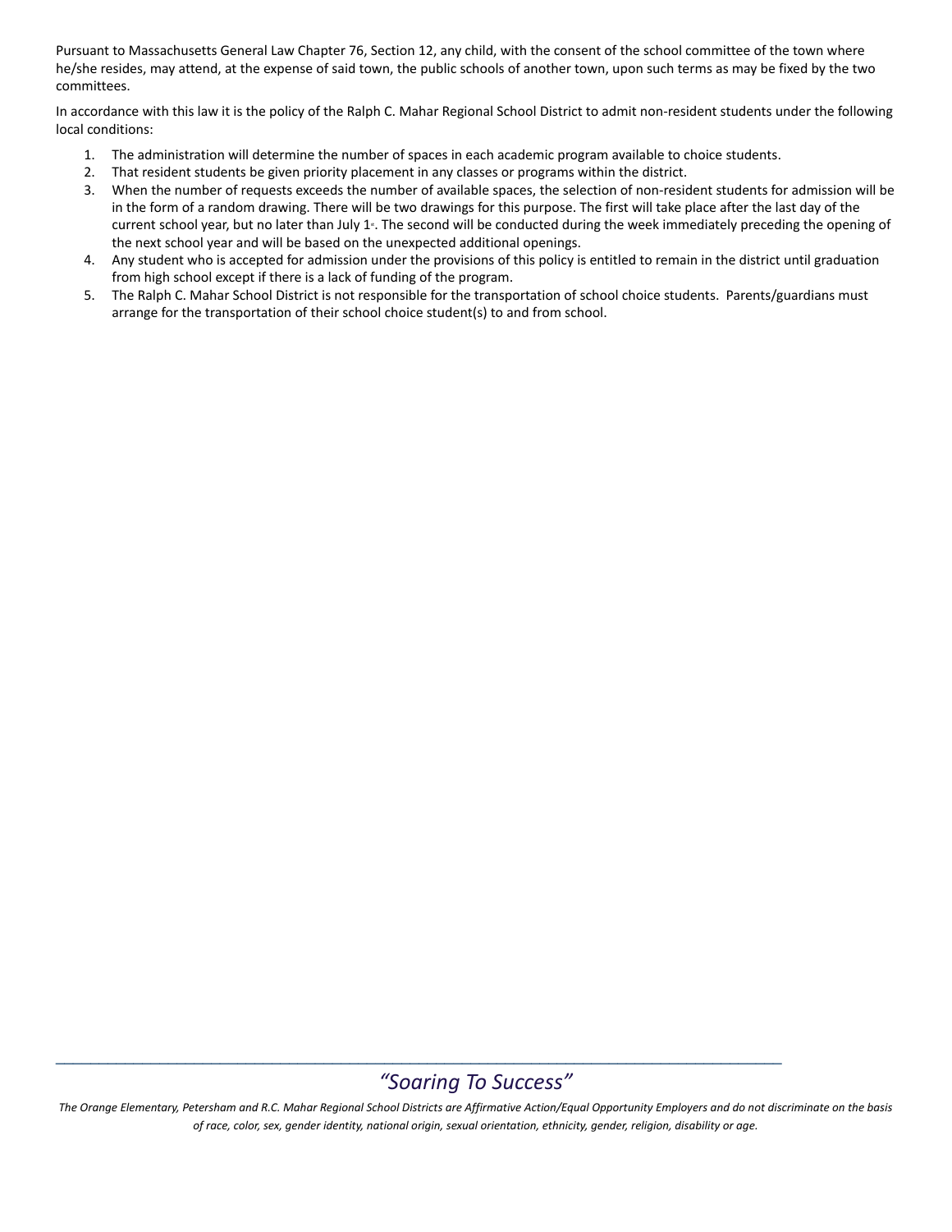Pursuant to Massachusetts General Law Chapter 76, Section 12, any child, with the consent of the school committee of the town where he/she resides, may attend, at the expense of said town, the public schools of another town, upon such terms as may be fixed by the two committees.

In accordance with this law it is the policy of the Ralph C. Mahar Regional School District to admit non-resident students under the following local conditions:

1. The administration will determine the number of spaces in each academic program available to choice students.
2. That resident students be given priority placement in any classes or programs within the district.
3. When the number of requests exceeds the number of available spaces, the selection of non-resident students for admission will be in the form of a random drawing. There will be two drawings for this purpose. The first will take place after the last day of the current school year, but no later than July 1st. The second will be conducted during the week immediately preceding the opening of the next school year and will be based on the unexpected additional openings.
4. Any student who is accepted for admission under the provisions of this policy is entitled to remain in the district until graduation from high school except if there is a lack of funding of the program.
5. The Ralph C. Mahar School District is not responsible for the transportation of school choice students. Parents/guardians must arrange for the transportation of their school choice student(s) to and from school.